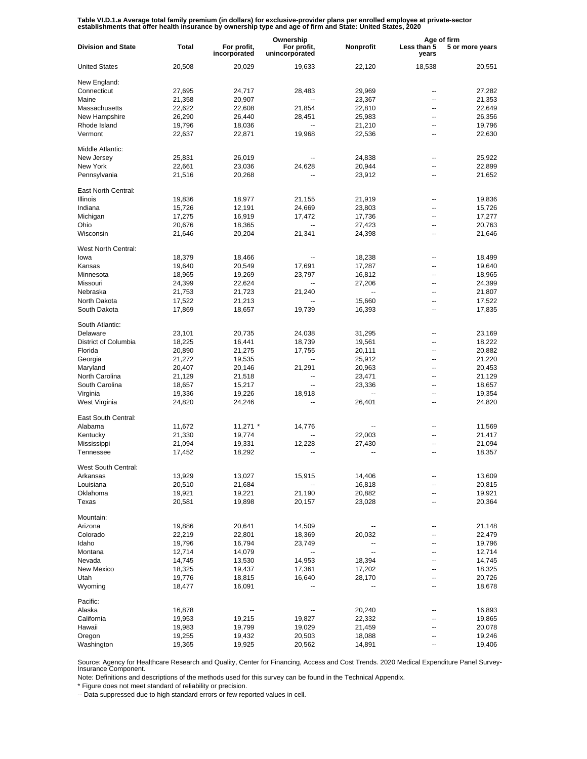**Table VI.D.1.a Average total family premium (in dollars) for exclusive-provider plans per enrolled employee at private-sector establishments that offer health insurance by ownership type and age of firm and State: United States, 2020**

| Division and State | Total | Ownership | | | Age of firm | |
|---|---|---|---|---|---|---|
| | | For profit, incorporated | For profit, unincorporated | Nonprofit | Less than 5 years | 5 or more years |
| United States | 20,508 | 20,029 | 19,633 | 22,120 | 18,538 | 20,551 |
| New England: | | | | | | |
| Connecticut | 27,695 | 24,717 | 28,483 | 29,969 | -- | 27,282 |
| Maine | 21,358 | 20,907 | -- | 23,367 | -- | 21,353 |
| Massachusetts | 22,622 | 22,608 | 21,854 | 22,810 | -- | 22,649 |
| New Hampshire | 26,290 | 26,440 | 28,451 | 25,983 | -- | 26,356 |
| Rhode Island | 19,796 | 18,036 | -- | 21,210 | -- | 19,796 |
| Vermont | 22,637 | 22,871 | 19,968 | 22,536 | -- | 22,630 |
| Middle Atlantic: | | | | | | |
| New Jersey | 25,831 | 26,019 | -- | 24,838 | -- | 25,922 |
| New York | 22,661 | 23,036 | 24,628 | 20,944 | -- | 22,899 |
| Pennsylvania | 21,516 | 20,268 | -- | 23,912 | -- | 21,652 |
| East North Central: | | | | | | |
| Illinois | 19,836 | 18,977 | 21,155 | 21,919 | -- | 19,836 |
| Indiana | 15,726 | 12,191 | 24,669 | 23,803 | -- | 15,726 |
| Michigan | 17,275 | 16,919 | 17,472 | 17,736 | -- | 17,277 |
| Ohio | 20,676 | 18,365 | -- | 27,423 | -- | 20,763 |
| Wisconsin | 21,646 | 20,204 | 21,341 | 24,398 | -- | 21,646 |
| West North Central: | | | | | | |
| Iowa | 18,379 | 18,466 | -- | 18,238 | -- | 18,499 |
| Kansas | 19,640 | 20,549 | 17,691 | 17,287 | -- | 19,640 |
| Minnesota | 18,965 | 19,269 | 23,797 | 16,812 | -- | 18,965 |
| Missouri | 24,399 | 22,624 | -- | 27,206 | -- | 24,399 |
| Nebraska | 21,753 | 21,723 | 21,240 | -- | -- | 21,807 |
| North Dakota | 17,522 | 21,213 | -- | 15,660 | -- | 17,522 |
| South Dakota | 17,869 | 18,657 | 19,739 | 16,393 | -- | 17,835 |
| South Atlantic: | | | | | | |
| Delaware | 23,101 | 20,735 | 24,038 | 31,295 | -- | 23,169 |
| District of Columbia | 18,225 | 16,441 | 18,739 | 19,561 | -- | 18,222 |
| Florida | 20,890 | 21,275 | 17,755 | 20,111 | -- | 20,882 |
| Georgia | 21,272 | 19,535 | -- | 25,912 | -- | 21,220 |
| Maryland | 20,407 | 20,146 | 21,291 | 20,963 | -- | 20,453 |
| North Carolina | 21,129 | 21,518 | -- | 23,471 | -- | 21,129 |
| South Carolina | 18,657 | 15,217 | -- | 23,336 | -- | 18,657 |
| Virginia | 19,336 | 19,226 | 18,918 | -- | -- | 19,354 |
| West Virginia | 24,820 | 24,246 | -- | 26,401 | -- | 24,820 |
| East South Central: | | | | | | |
| Alabama | 11,672 | 11,271 * | 14,776 | -- | -- | 11,569 |
| Kentucky | 21,330 | 19,774 | -- | 22,003 | -- | 21,417 |
| Mississippi | 21,094 | 19,331 | 12,228 | 27,430 | -- | 21,094 |
| Tennessee | 17,452 | 18,292 | -- | -- | -- | 18,357 |
| West South Central: | | | | | | |
| Arkansas | 13,929 | 13,027 | 15,915 | 14,406 | -- | 13,609 |
| Louisiana | 20,510 | 21,684 | -- | 16,818 | -- | 20,815 |
| Oklahoma | 19,921 | 19,221 | 21,190 | 20,882 | -- | 19,921 |
| Texas | 20,581 | 19,898 | 20,157 | 23,028 | -- | 20,364 |
| Mountain: | | | | | | |
| Arizona | 19,886 | 20,641 | 14,509 | -- | -- | 21,148 |
| Colorado | 22,219 | 22,801 | 18,369 | 20,032 | -- | 22,479 |
| Idaho | 19,796 | 16,794 | 23,749 | -- | -- | 19,796 |
| Montana | 12,714 | 14,079 | -- | -- | -- | 12,714 |
| Nevada | 14,745 | 13,530 | 14,953 | 18,394 | -- | 14,745 |
| New Mexico | 18,325 | 19,437 | 17,361 | 17,202 | -- | 18,325 |
| Utah | 19,776 | 18,815 | 16,640 | 28,170 | -- | 20,726 |
| Wyoming | 18,477 | 16,091 | -- | -- | -- | 18,678 |
| Pacific: | | | | | | |
| Alaska | 16,878 | -- | -- | 20,240 | -- | 16,893 |
| California | 19,953 | 19,215 | 19,827 | 22,332 | -- | 19,865 |
| Hawaii | 19,983 | 19,799 | 19,029 | 21,459 | -- | 20,078 |
| Oregon | 19,255 | 19,432 | 20,503 | 18,088 | -- | 19,246 |
| Washington | 19,365 | 19,925 | 20,562 | 14,891 | -- | 19,406 |

Source: Agency for Healthcare Research and Quality, Center for Financing, Access and Cost Trends. 2020 Medical Expenditure Panel Survey-Insurance Component.

Note: Definitions and descriptions of the methods used for this survey can be found in the Technical Appendix.

* Figure does not meet standard of reliability or precision.

-- Data suppressed due to high standard errors or few reported values in cell.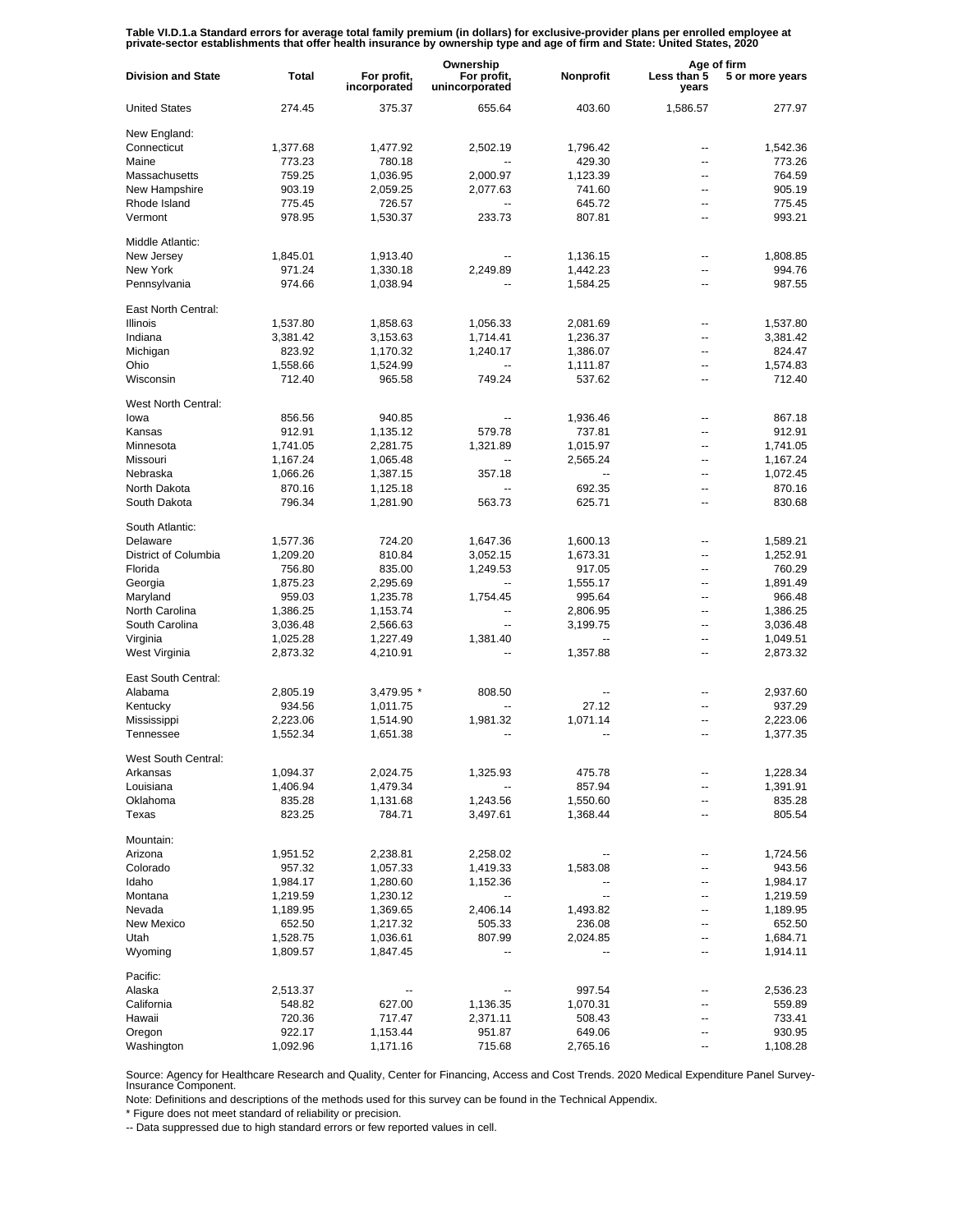**Table VI.D.1.a Standard errors for average total family premium (in dollars) for exclusive-provider plans per enrolled employee at private-sector establishments that offer health insurance by ownership type and age of firm and State: United States, 2020**

| Division and State | Total | Ownership | | | Age of firm | |
|---|---|---|---|---|---|---|
| | | For profit, incorporated | For profit, unincorporated | Nonprofit | Less than 5 years | 5 or more years |
| United States | 274.45 | 375.37 | 655.64 | 403.60 | 1,586.57 | 277.97 |
| New England: | | | | | | |
| Connecticut | 1,377.68 | 1,477.92 | 2,502.19 | 1,796.42 | -- | 1,542.36 |
| Maine | 773.23 | 780.18 | -- | 429.30 | -- | 773.26 |
| Massachusetts | 759.25 | 1,036.95 | 2,000.97 | 1,123.39 | -- | 764.59 |
| New Hampshire | 903.19 | 2,059.25 | 2,077.63 | 741.60 | -- | 905.19 |
| Rhode Island | 775.45 | 726.57 | -- | 645.72 | -- | 775.45 |
| Vermont | 978.95 | 1,530.37 | 233.73 | 807.81 | -- | 993.21 |
| Middle Atlantic: | | | | | | |
| New Jersey | 1,845.01 | 1,913.40 | -- | 1,136.15 | -- | 1,808.85 |
| New York | 971.24 | 1,330.18 | 2,249.89 | 1,442.23 | -- | 994.76 |
| Pennsylvania | 974.66 | 1,038.94 | -- | 1,584.25 | -- | 987.55 |
| East North Central: | | | | | | |
| Illinois | 1,537.80 | 1,858.63 | 1,056.33 | 2,081.69 | -- | 1,537.80 |
| Indiana | 3,381.42 | 3,153.63 | 1,714.41 | 1,236.37 | -- | 3,381.42 |
| Michigan | 823.92 | 1,170.32 | 1,240.17 | 1,386.07 | -- | 824.47 |
| Ohio | 1,558.66 | 1,524.99 | -- | 1,111.87 | -- | 1,574.83 |
| Wisconsin | 712.40 | 965.58 | 749.24 | 537.62 | -- | 712.40 |
| West North Central: | | | | | | |
| Iowa | 856.56 | 940.85 | -- | 1,936.46 | -- | 867.18 |
| Kansas | 912.91 | 1,135.12 | 579.78 | 737.81 | -- | 912.91 |
| Minnesota | 1,741.05 | 2,281.75 | 1,321.89 | 1,015.97 | -- | 1,741.05 |
| Missouri | 1,167.24 | 1,065.48 | -- | 2,565.24 | -- | 1,167.24 |
| Nebraska | 1,066.26 | 1,387.15 | 357.18 | -- | -- | 1,072.45 |
| North Dakota | 870.16 | 1,125.18 | -- | 692.35 | -- | 870.16 |
| South Dakota | 796.34 | 1,281.90 | 563.73 | 625.71 | -- | 830.68 |
| South Atlantic: | | | | | | |
| Delaware | 1,577.36 | 724.20 | 1,647.36 | 1,600.13 | -- | 1,589.21 |
| District of Columbia | 1,209.20 | 810.84 | 3,052.15 | 1,673.31 | -- | 1,252.91 |
| Florida | 756.80 | 835.00 | 1,249.53 | 917.05 | -- | 760.29 |
| Georgia | 1,875.23 | 2,295.69 | -- | 1,555.17 | -- | 1,891.49 |
| Maryland | 959.03 | 1,235.78 | 1,754.45 | 995.64 | -- | 966.48 |
| North Carolina | 1,386.25 | 1,153.74 | -- | 2,806.95 | -- | 1,386.25 |
| South Carolina | 3,036.48 | 2,566.63 | -- | 3,199.75 | -- | 3,036.48 |
| Virginia | 1,025.28 | 1,227.49 | 1,381.40 | -- | -- | 1,049.51 |
| West Virginia | 2,873.32 | 4,210.91 | -- | 1,357.88 | -- | 2,873.32 |
| East South Central: | | | | | | |
| Alabama | 2,805.19 | 3,479.95 * | 808.50 | -- | -- | 2,937.60 |
| Kentucky | 934.56 | 1,011.75 | -- | 27.12 | -- | 937.29 |
| Mississippi | 2,223.06 | 1,514.90 | 1,981.32 | 1,071.14 | -- | 2,223.06 |
| Tennessee | 1,552.34 | 1,651.38 | -- | -- | -- | 1,377.35 |
| West South Central: | | | | | | |
| Arkansas | 1,094.37 | 2,024.75 | 1,325.93 | 475.78 | -- | 1,228.34 |
| Louisiana | 1,406.94 | 1,479.34 | -- | 857.94 | -- | 1,391.91 |
| Oklahoma | 835.28 | 1,131.68 | 1,243.56 | 1,550.60 | -- | 835.28 |
| Texas | 823.25 | 784.71 | 3,497.61 | 1,368.44 | -- | 805.54 |
| Mountain: | | | | | | |
| Arizona | 1,951.52 | 2,238.81 | 2,258.02 | -- | -- | 1,724.56 |
| Colorado | 957.32 | 1,057.33 | 1,419.33 | 1,583.08 | -- | 943.56 |
| Idaho | 1,984.17 | 1,280.60 | 1,152.36 | -- | -- | 1,984.17 |
| Montana | 1,219.59 | 1,230.12 | -- | -- | -- | 1,219.59 |
| Nevada | 1,189.95 | 1,369.65 | 2,406.14 | 1,493.82 | -- | 1,189.95 |
| New Mexico | 652.50 | 1,217.32 | 505.33 | 236.08 | -- | 652.50 |
| Utah | 1,528.75 | 1,036.61 | 807.99 | 2,024.85 | -- | 1,684.71 |
| Wyoming | 1,809.57 | 1,847.45 | -- | -- | -- | 1,914.11 |
| Pacific: | | | | | | |
| Alaska | 2,513.37 | -- | -- | 997.54 | -- | 2,536.23 |
| California | 548.82 | 627.00 | 1,136.35 | 1,070.31 | -- | 559.89 |
| Hawaii | 720.36 | 717.47 | 2,371.11 | 508.43 | -- | 733.41 |
| Oregon | 922.17 | 1,153.44 | 951.87 | 649.06 | -- | 930.95 |
| Washington | 1,092.96 | 1,171.16 | 715.68 | 2,765.16 | -- | 1,108.28 |

Source: Agency for Healthcare Research and Quality, Center for Financing, Access and Cost Trends. 2020 Medical Expenditure Panel Survey-Insurance Component.

Note: Definitions and descriptions of the methods used for this survey can be found in the Technical Appendix.

* Figure does not meet standard of reliability or precision.

-- Data suppressed due to high standard errors or few reported values in cell.